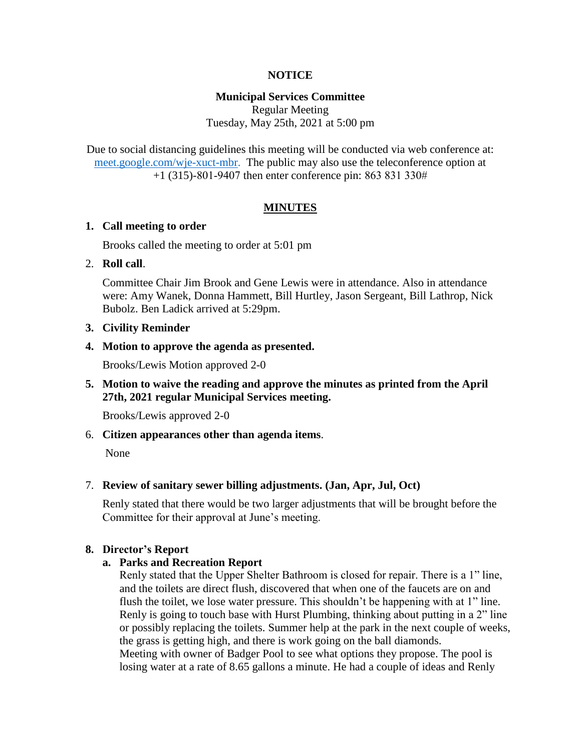**NOTICE**

**Municipal Services Committee**
Regular Meeting
Tuesday, May 25th, 2021 at 5:00 pm

Due to social distancing guidelines this meeting will be conducted via web conference at: meet.google.com/wje-xuct-mbr. The public may also use the teleconference option at +1 (315)-801-9407 then enter conference pin: 863 831 330#

**MINUTES**

1. **Call meeting to order**

   Brooks called the meeting to order at 5:01 pm

2. **Roll call**.

   Committee Chair Jim Brook and Gene Lewis were in attendance. Also in attendance were: Amy Wanek, Donna Hammett, Bill Hurtley, Jason Sergeant, Bill Lathrop, Nick Bubolz. Ben Ladick arrived at 5:29pm.

3. **Civility Reminder**

4. **Motion to approve the agenda as presented.**

   Brooks/Lewis Motion approved 2-0

5. **Motion to waive the reading and approve the minutes as printed from the April 27th, 2021 regular Municipal Services meeting.**

   Brooks/Lewis approved 2-0

6. **Citizen appearances other than agenda items**.

   None

7. **Review of sanitary sewer billing adjustments. (Jan, Apr, Jul, Oct)**

   Renly stated that there would be two larger adjustments that will be brought before the Committee for their approval at June's meeting.

8. **Director's Report**

   a. **Parks and Recreation Report**

   Renly stated that the Upper Shelter Bathroom is closed for repair. There is a 1" line, and the toilets are direct flush, discovered that when one of the faucets are on and flush the toilet, we lose water pressure. This shouldn't be happening with at 1" line. Renly is going to touch base with Hurst Plumbing, thinking about putting in a 2" line or possibly replacing the toilets. Summer help at the park in the next couple of weeks, the grass is getting high, and there is work going on the ball diamonds.
   Meeting with owner of Badger Pool to see what options they propose. The pool is losing water at a rate of 8.65 gallons a minute. He had a couple of ideas and Renly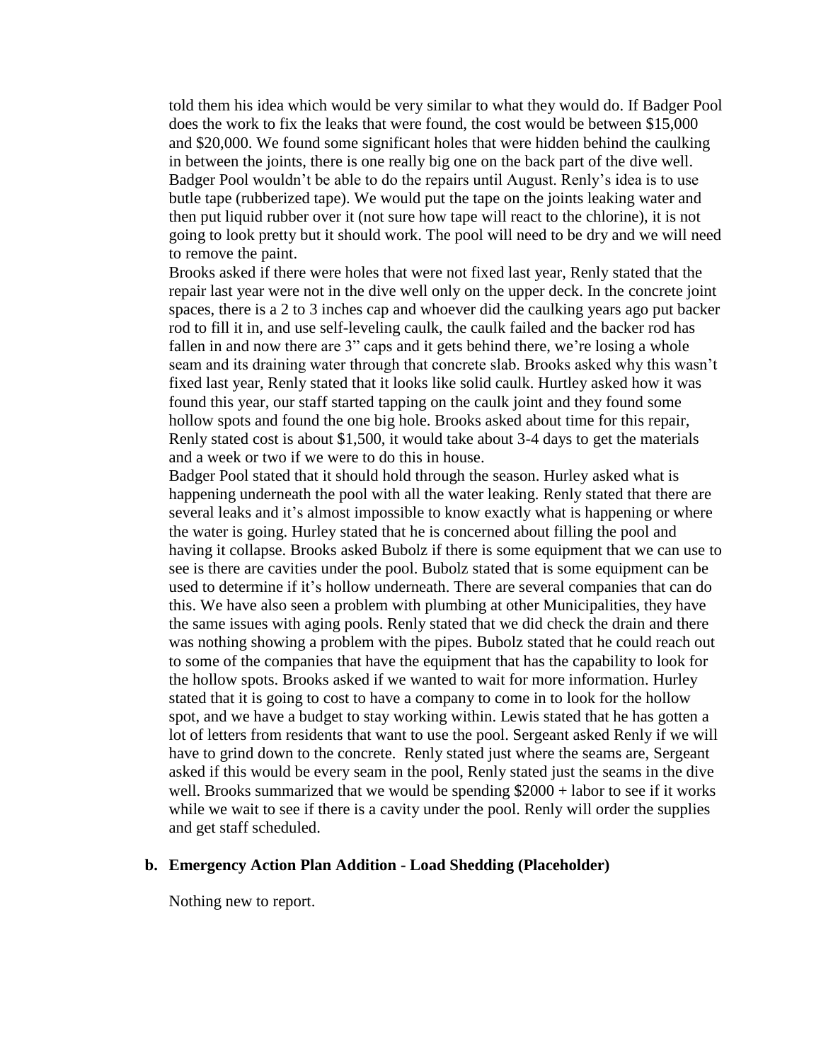told them his idea which would be very similar to what they would do. If Badger Pool does the work to fix the leaks that were found, the cost would be between $15,000 and $20,000. We found some significant holes that were hidden behind the caulking in between the joints, there is one really big one on the back part of the dive well. Badger Pool wouldn't be able to do the repairs until August. Renly's idea is to use butle tape (rubberized tape). We would put the tape on the joints leaking water and then put liquid rubber over it (not sure how tape will react to the chlorine), it is not going to look pretty but it should work. The pool will need to be dry and we will need to remove the paint.

Brooks asked if there were holes that were not fixed last year, Renly stated that the repair last year were not in the dive well only on the upper deck. In the concrete joint spaces, there is a 2 to 3 inches cap and whoever did the caulking years ago put backer rod to fill it in, and use self-leveling caulk, the caulk failed and the backer rod has fallen in and now there are 3" caps and it gets behind there, we're losing a whole seam and its draining water through that concrete slab. Brooks asked why this wasn't fixed last year, Renly stated that it looks like solid caulk. Hurtley asked how it was found this year, our staff started tapping on the caulk joint and they found some hollow spots and found the one big hole. Brooks asked about time for this repair, Renly stated cost is about $1,500, it would take about 3-4 days to get the materials and a week or two if we were to do this in house.

Badger Pool stated that it should hold through the season. Hurley asked what is happening underneath the pool with all the water leaking. Renly stated that there are several leaks and it's almost impossible to know exactly what is happening or where the water is going. Hurley stated that he is concerned about filling the pool and having it collapse. Brooks asked Bubolz if there is some equipment that we can use to see is there are cavities under the pool. Bubolz stated that is some equipment can be used to determine if it's hollow underneath. There are several companies that can do this. We have also seen a problem with plumbing at other Municipalities, they have the same issues with aging pools. Renly stated that we did check the drain and there was nothing showing a problem with the pipes. Bubolz stated that he could reach out to some of the companies that have the equipment that has the capability to look for the hollow spots. Brooks asked if we wanted to wait for more information. Hurley stated that it is going to cost to have a company to come in to look for the hollow spot, and we have a budget to stay working within. Lewis stated that he has gotten a lot of letters from residents that want to use the pool. Sergeant asked Renly if we will have to grind down to the concrete. Renly stated just where the seams are, Sergeant asked if this would be every seam in the pool, Renly stated just the seams in the dive well. Brooks summarized that we would be spending $2000 + labor to see if it works while we wait to see if there is a cavity under the pool. Renly will order the supplies and get staff scheduled.

**b. Emergency Action Plan Addition - Load Shedding (Placeholder)**

Nothing new to report.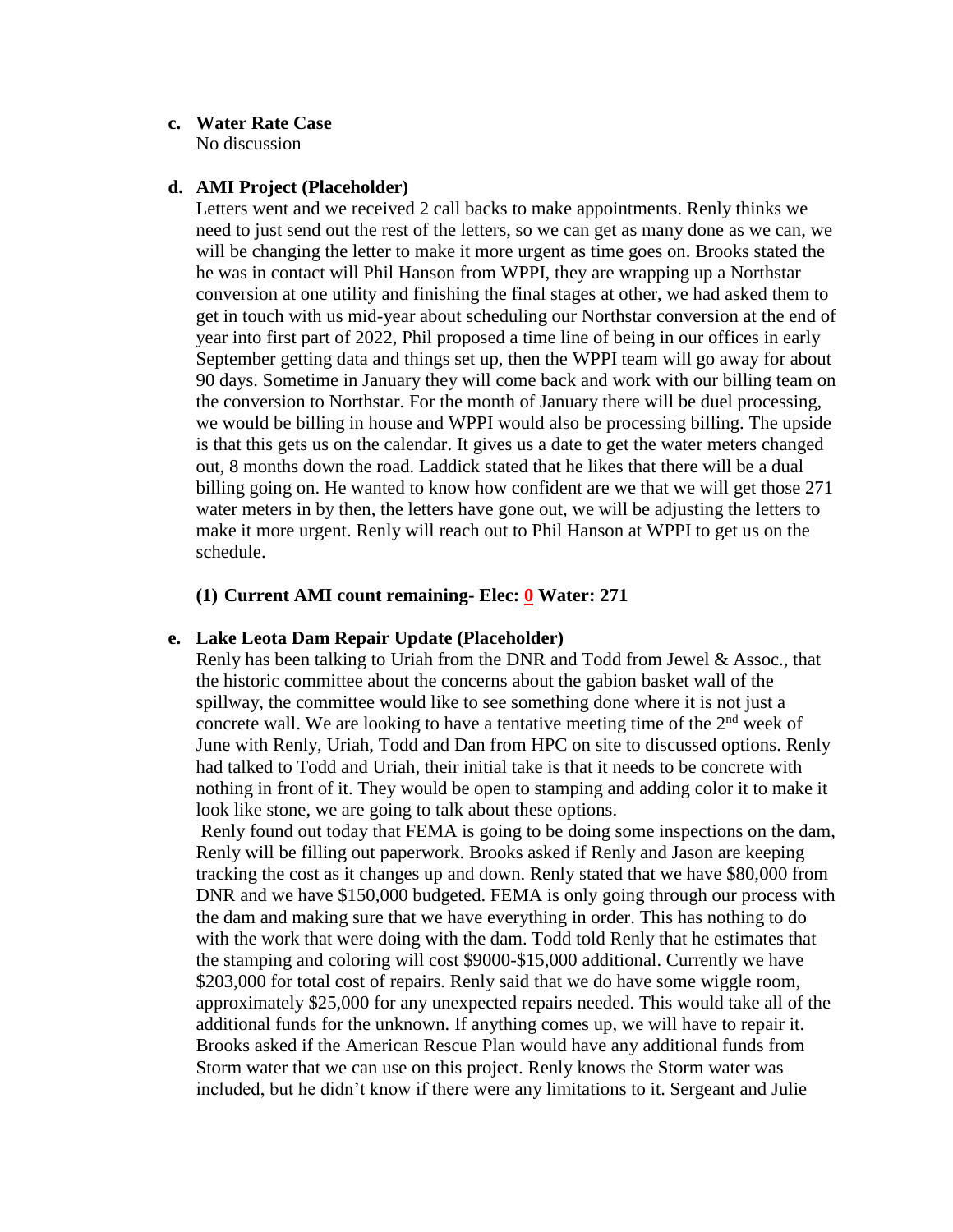**c. Water Rate Case**

No discussion

**d. AMI Project (Placeholder)**

Letters went and we received 2 call backs to make appointments. Renly thinks we need to just send out the rest of the letters, so we can get as many done as we can, we will be changing the letter to make it more urgent as time goes on. Brooks stated the he was in contact will Phil Hanson from WPPI, they are wrapping up a Northstar conversion at one utility and finishing the final stages at other, we had asked them to get in touch with us mid-year about scheduling our Northstar conversion at the end of year into first part of 2022, Phil proposed a time line of being in our offices in early September getting data and things set up, then the WPPI team will go away for about 90 days. Sometime in January they will come back and work with our billing team on the conversion to Northstar. For the month of January there will be duel processing, we would be billing in house and WPPI would also be processing billing. The upside is that this gets us on the calendar. It gives us a date to get the water meters changed out, 8 months down the road. Laddick stated that he likes that there will be a dual billing going on. He wanted to know how confident are we that we will get those 271 water meters in by then, the letters have gone out, we will be adjusting the letters to make it more urgent. Renly will reach out to Phil Hanson at WPPI to get us on the schedule.

**(1) Current AMI count remaining- Elec: 0 Water: 271**

**e. Lake Leota Dam Repair Update (Placeholder)**

Renly has been talking to Uriah from the DNR and Todd from Jewel & Assoc., that the historic committee about the concerns about the gabion basket wall of the spillway, the committee would like to see something done where it is not just a concrete wall. We are looking to have a tentative meeting time of the 2nd week of June with Renly, Uriah, Todd and Dan from HPC on site to discussed options. Renly had talked to Todd and Uriah, their initial take is that it needs to be concrete with nothing in front of it. They would be open to stamping and adding color it to make it look like stone, we are going to talk about these options.

Renly found out today that FEMA is going to be doing some inspections on the dam, Renly will be filling out paperwork. Brooks asked if Renly and Jason are keeping tracking the cost as it changes up and down. Renly stated that we have $80,000 from DNR and we have $150,000 budgeted. FEMA is only going through our process with the dam and making sure that we have everything in order. This has nothing to do with the work that were doing with the dam. Todd told Renly that he estimates that the stamping and coloring will cost $9000-$15,000 additional. Currently we have $203,000 for total cost of repairs. Renly said that we do have some wiggle room, approximately $25,000 for any unexpected repairs needed. This would take all of the additional funds for the unknown. If anything comes up, we will have to repair it. Brooks asked if the American Rescue Plan would have any additional funds from Storm water that we can use on this project. Renly knows the Storm water was included, but he didn't know if there were any limitations to it. Sergeant and Julie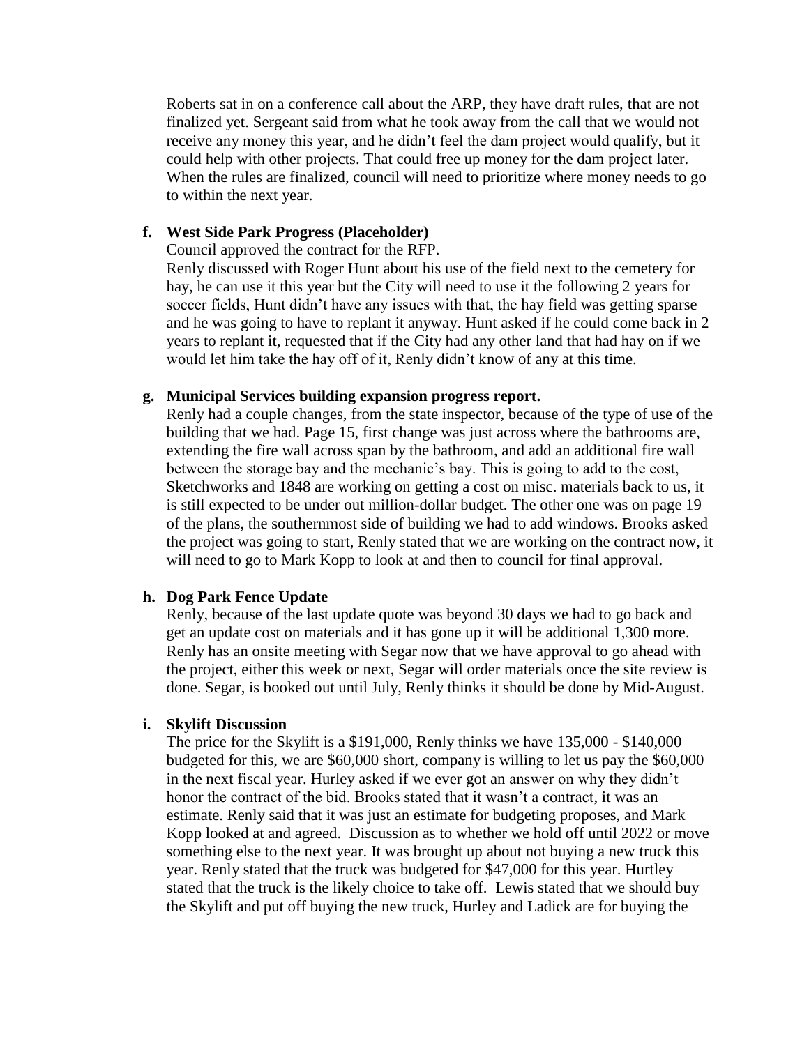Roberts sat in on a conference call about the ARP, they have draft rules, that are not finalized yet. Sergeant said from what he took away from the call that we would not receive any money this year, and he didn't feel the dam project would qualify, but it could help with other projects. That could free up money for the dam project later. When the rules are finalized, council will need to prioritize where money needs to go to within the next year.

**f. West Side Park Progress (Placeholder)**

Council approved the contract for the RFP.

Renly discussed with Roger Hunt about his use of the field next to the cemetery for hay, he can use it this year but the City will need to use it the following 2 years for soccer fields, Hunt didn't have any issues with that, the hay field was getting sparse and he was going to have to replant it anyway. Hunt asked if he could come back in 2 years to replant it, requested that if the City had any other land that had hay on if we would let him take the hay off of it, Renly didn't know of any at this time.

**g. Municipal Services building expansion progress report.**

Renly had a couple changes, from the state inspector, because of the type of use of the building that we had. Page 15, first change was just across where the bathrooms are, extending the fire wall across span by the bathroom, and add an additional fire wall between the storage bay and the mechanic's bay. This is going to add to the cost, Sketchworks and 1848 are working on getting a cost on misc. materials back to us, it is still expected to be under out million-dollar budget. The other one was on page 19 of the plans, the southernmost side of building we had to add windows. Brooks asked the project was going to start, Renly stated that we are working on the contract now, it will need to go to Mark Kopp to look at and then to council for final approval.

**h. Dog Park Fence Update**

Renly, because of the last update quote was beyond 30 days we had to go back and get an update cost on materials and it has gone up it will be additional 1,300 more. Renly has an onsite meeting with Segar now that we have approval to go ahead with the project, either this week or next, Segar will order materials once the site review is done. Segar, is booked out until July, Renly thinks it should be done by Mid-August.

**i. Skylift Discussion**

The price for the Skylift is a $191,000, Renly thinks we have 135,000 - $140,000 budgeted for this, we are $60,000 short, company is willing to let us pay the $60,000 in the next fiscal year. Hurley asked if we ever got an answer on why they didn't honor the contract of the bid. Brooks stated that it wasn't a contract, it was an estimate. Renly said that it was just an estimate for budgeting proposes, and Mark Kopp looked at and agreed. Discussion as to whether we hold off until 2022 or move something else to the next year. It was brought up about not buying a new truck this year. Renly stated that the truck was budgeted for $47,000 for this year. Hurtley stated that the truck is the likely choice to take off. Lewis stated that we should buy the Skylift and put off buying the new truck, Hurley and Ladick are for buying the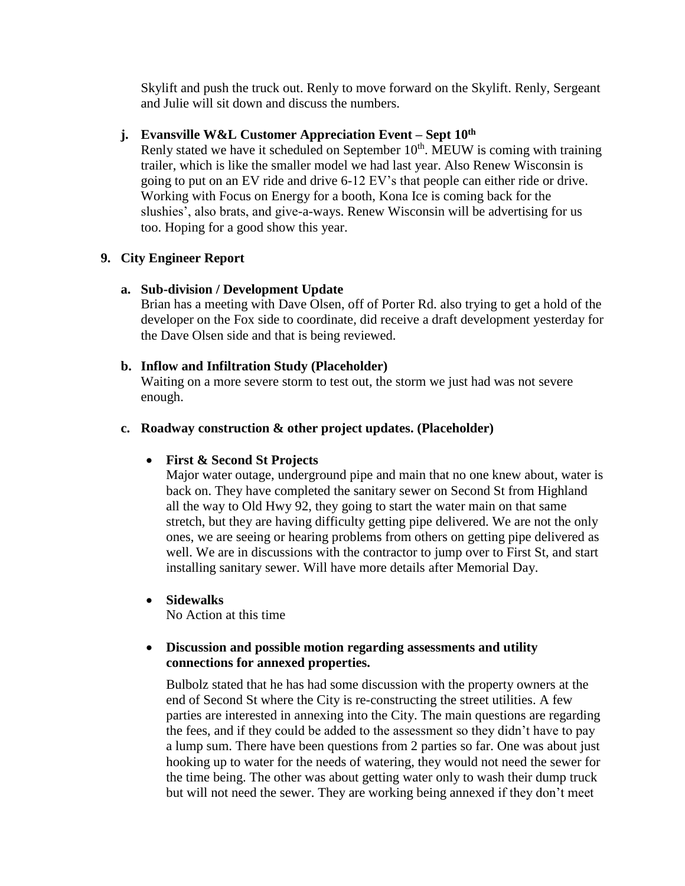Skylift and push the truck out. Renly to move forward on the Skylift. Renly, Sergeant and Julie will sit down and discuss the numbers.

**j. Evansville W&L Customer Appreciation Event – Sept 10th**

Renly stated we have it scheduled on September 10th. MEUW is coming with training trailer, which is like the smaller model we had last year. Also Renew Wisconsin is going to put on an EV ride and drive 6-12 EV's that people can either ride or drive. Working with Focus on Energy for a booth, Kona Ice is coming back for the slushies', also brats, and give-a-ways. Renew Wisconsin will be advertising for us too. Hoping for a good show this year.

**9. City Engineer Report**

**a. Sub-division / Development Update**

Brian has a meeting with Dave Olsen, off of Porter Rd. also trying to get a hold of the developer on the Fox side to coordinate, did receive a draft development yesterday for the Dave Olsen side and that is being reviewed.

**b. Inflow and Infiltration Study (Placeholder)**

Waiting on a more severe storm to test out, the storm we just had was not severe enough.

**c. Roadway construction & other project updates. (Placeholder)**

- **First & Second St Projects**

  Major water outage, underground pipe and main that no one knew about, water is back on. They have completed the sanitary sewer on Second St from Highland all the way to Old Hwy 92, they going to start the water main on that same stretch, but they are having difficulty getting pipe delivered. We are not the only ones, we are seeing or hearing problems from others on getting pipe delivered as well. We are in discussions with the contractor to jump over to First St, and start installing sanitary sewer. Will have more details after Memorial Day.

- **Sidewalks**

  No Action at this time

- **Discussion and possible motion regarding assessments and utility connections for annexed properties.**

  Bulbolz stated that he has had some discussion with the property owners at the end of Second St where the City is re-constructing the street utilities. A few parties are interested in annexing into the City. The main questions are regarding the fees, and if they could be added to the assessment so they didn't have to pay a lump sum. There have been questions from 2 parties so far. One was about just hooking up to water for the needs of watering, they would not need the sewer for the time being. The other was about getting water only to wash their dump truck but will not need the sewer. They are working being annexed if they don't meet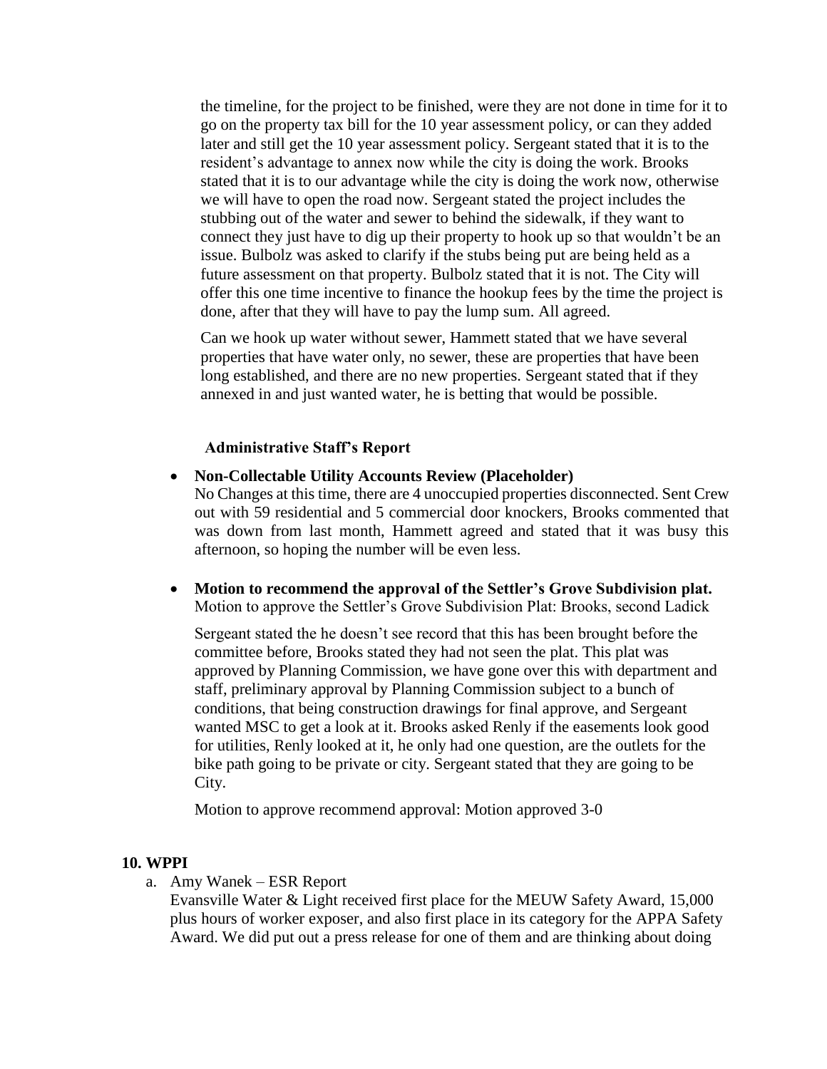the timeline, for the project to be finished, were they are not done in time for it to go on the property tax bill for the 10 year assessment policy, or can they added later and still get the 10 year assessment policy. Sergeant stated that it is to the resident's advantage to annex now while the city is doing the work. Brooks stated that it is to our advantage while the city is doing the work now, otherwise we will have to open the road now. Sergeant stated the project includes the stubbing out of the water and sewer to behind the sidewalk, if they want to connect they just have to dig up their property to hook up so that wouldn't be an issue. Bulbolz was asked to clarify if the stubs being put are being held as a future assessment on that property. Bulbolz stated that it is not. The City will offer this one time incentive to finance the hookup fees by the time the project is done, after that they will have to pay the lump sum. All agreed.

Can we hook up water without sewer, Hammett stated that we have several properties that have water only, no sewer, these are properties that have been long established, and there are no new properties. Sergeant stated that if they annexed in and just wanted water, he is betting that would be possible.

**Administrative Staff's Report**

- **Non-Collectable Utility Accounts Review (Placeholder)**
  No Changes at this time, there are 4 unoccupied properties disconnected. Sent Crew out with 59 residential and 5 commercial door knockers, Brooks commented that was down from last month, Hammett agreed and stated that it was busy this afternoon, so hoping the number will be even less.

- **Motion to recommend the approval of the Settler's Grove Subdivision plat.**
  Motion to approve the Settler's Grove Subdivision Plat: Brooks, second Ladick

  Sergeant stated the he doesn't see record that this has been brought before the committee before, Brooks stated they had not seen the plat. This plat was approved by Planning Commission, we have gone over this with department and staff, preliminary approval by Planning Commission subject to a bunch of conditions, that being construction drawings for final approve, and Sergeant wanted MSC to get a look at it. Brooks asked Renly if the easements look good for utilities, Renly looked at it, he only had one question, are the outlets for the bike path going to be private or city. Sergeant stated that they are going to be City.

  Motion to approve recommend approval: Motion approved 3-0

**10. WPPI**

a. Amy Wanek – ESR Report
   Evansville Water & Light received first place for the MEUW Safety Award, 15,000 plus hours of worker exposer, and also first place in its category for the APPA Safety Award. We did put out a press release for one of them and are thinking about doing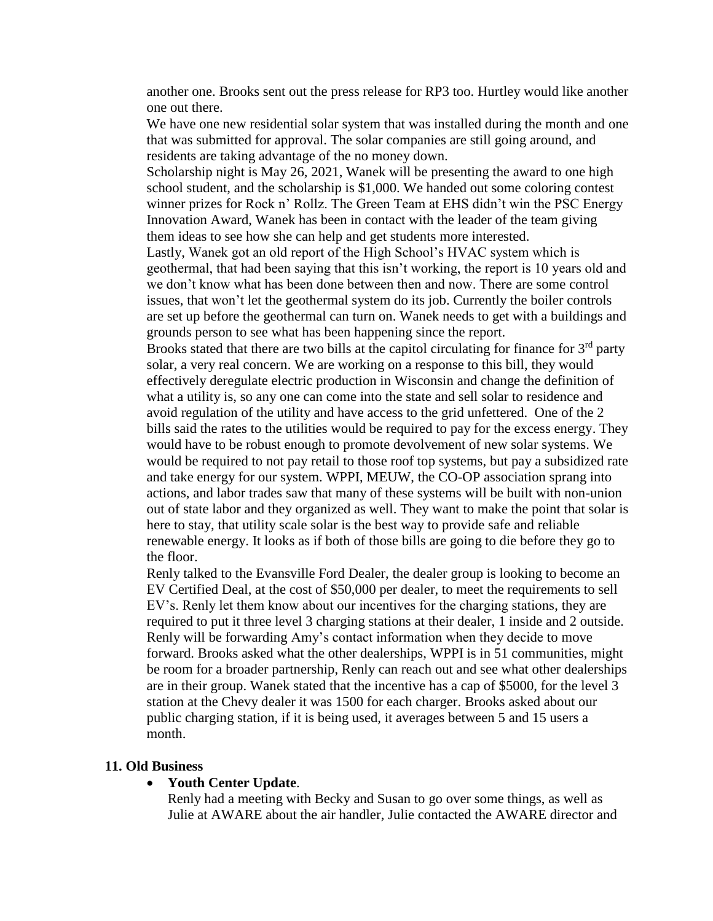another one. Brooks sent out the press release for RP3 too. Hurtley would like another one out there.

We have one new residential solar system that was installed during the month and one that was submitted for approval. The solar companies are still going around, and residents are taking advantage of the no money down.

Scholarship night is May 26, 2021, Wanek will be presenting the award to one high school student, and the scholarship is $1,000. We handed out some coloring contest winner prizes for Rock n' Rollz. The Green Team at EHS didn't win the PSC Energy Innovation Award, Wanek has been in contact with the leader of the team giving them ideas to see how she can help and get students more interested.

Lastly, Wanek got an old report of the High School's HVAC system which is geothermal, that had been saying that this isn't working, the report is 10 years old and we don't know what has been done between then and now. There are some control issues, that won't let the geothermal system do its job. Currently the boiler controls are set up before the geothermal can turn on. Wanek needs to get with a buildings and grounds person to see what has been happening since the report.

Brooks stated that there are two bills at the capitol circulating for finance for 3rd party solar, a very real concern. We are working on a response to this bill, they would effectively deregulate electric production in Wisconsin and change the definition of what a utility is, so any one can come into the state and sell solar to residence and avoid regulation of the utility and have access to the grid unfettered. One of the 2 bills said the rates to the utilities would be required to pay for the excess energy. They would have to be robust enough to promote devolvement of new solar systems. We would be required to not pay retail to those roof top systems, but pay a subsidized rate and take energy for our system. WPPI, MEUW, the CO-OP association sprang into actions, and labor trades saw that many of these systems will be built with non-union out of state labor and they organized as well. They want to make the point that solar is here to stay, that utility scale solar is the best way to provide safe and reliable renewable energy. It looks as if both of those bills are going to die before they go to the floor.

Renly talked to the Evansville Ford Dealer, the dealer group is looking to become an EV Certified Deal, at the cost of $50,000 per dealer, to meet the requirements to sell EV's. Renly let them know about our incentives for the charging stations, they are required to put it three level 3 charging stations at their dealer, 1 inside and 2 outside. Renly will be forwarding Amy's contact information when they decide to move forward. Brooks asked what the other dealerships, WPPI is in 51 communities, might be room for a broader partnership, Renly can reach out and see what other dealerships are in their group. Wanek stated that the incentive has a cap of $5000, for the level 3 station at the Chevy dealer it was 1500 for each charger. Brooks asked about our public charging station, if it is being used, it averages between 5 and 15 users a month.

## 11. Old Business

- **Youth Center Update**.

  Renly had a meeting with Becky and Susan to go over some things, as well as Julie at AWARE about the air handler, Julie contacted the AWARE director and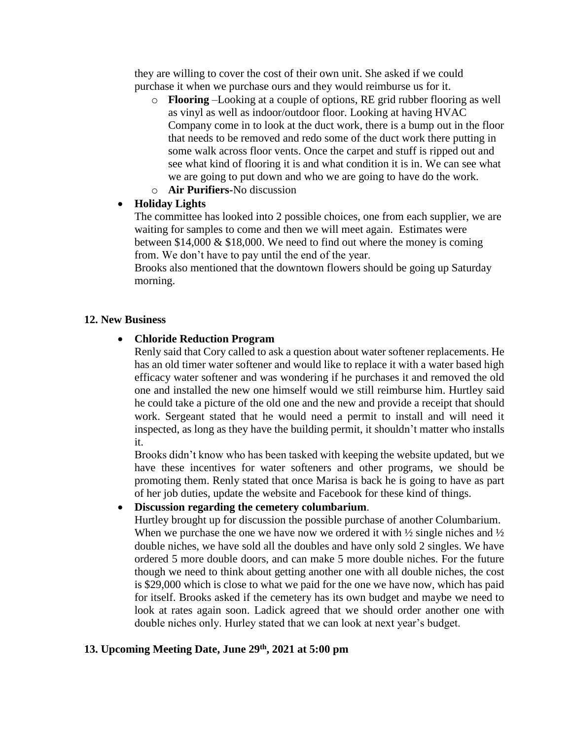they are willing to cover the cost of their own unit. She asked if we could purchase it when we purchase ours and they would reimburse us for it.

  - **Flooring** –Looking at a couple of options, RE grid rubber flooring as well as vinyl as well as indoor/outdoor floor. Looking at having HVAC Company come in to look at the duct work, there is a bump out in the floor that needs to be removed and redo some of the duct work there putting in some walk across floor vents. Once the carpet and stuff is ripped out and see what kind of flooring it is and what condition it is in. We can see what we are going to put down and who we are going to have do the work.
  - **Air Purifiers-**No discussion

- **Holiday Lights**

  The committee has looked into 2 possible choices, one from each supplier, we are waiting for samples to come and then we will meet again. Estimates were between $14,000 & $18,000. We need to find out where the money is coming from. We don't have to pay until the end of the year.

  Brooks also mentioned that the downtown flowers should be going up Saturday morning.

## 12. New Business

- **Chloride Reduction Program**

  Renly said that Cory called to ask a question about water softener replacements. He has an old timer water softener and would like to replace it with a water based high efficacy water softener and was wondering if he purchases it and removed the old one and installed the new one himself would we still reimburse him. Hurtley said he could take a picture of the old one and the new and provide a receipt that should work. Sergeant stated that he would need a permit to install and will need it inspected, as long as they have the building permit, it shouldn't matter who installs it.

  Brooks didn't know who has been tasked with keeping the website updated, but we have these incentives for water softeners and other programs, we should be promoting them. Renly stated that once Marisa is back he is going to have as part of her job duties, update the website and Facebook for these kind of things.

- **Discussion regarding the cemetery columbarium**.

  Hurtley brought up for discussion the possible purchase of another Columbarium. When we purchase the one we have now we ordered it with ½ single niches and ½ double niches, we have sold all the doubles and have only sold 2 singles. We have ordered 5 more double doors, and can make 5 more double niches. For the future though we need to think about getting another one with all double niches, the cost is $29,000 which is close to what we paid for the one we have now, which has paid for itself. Brooks asked if the cemetery has its own budget and maybe we need to look at rates again soon. Ladick agreed that we should order another one with double niches only. Hurley stated that we can look at next year's budget.

## 13. Upcoming Meeting Date, June 29th, 2021 at 5:00 pm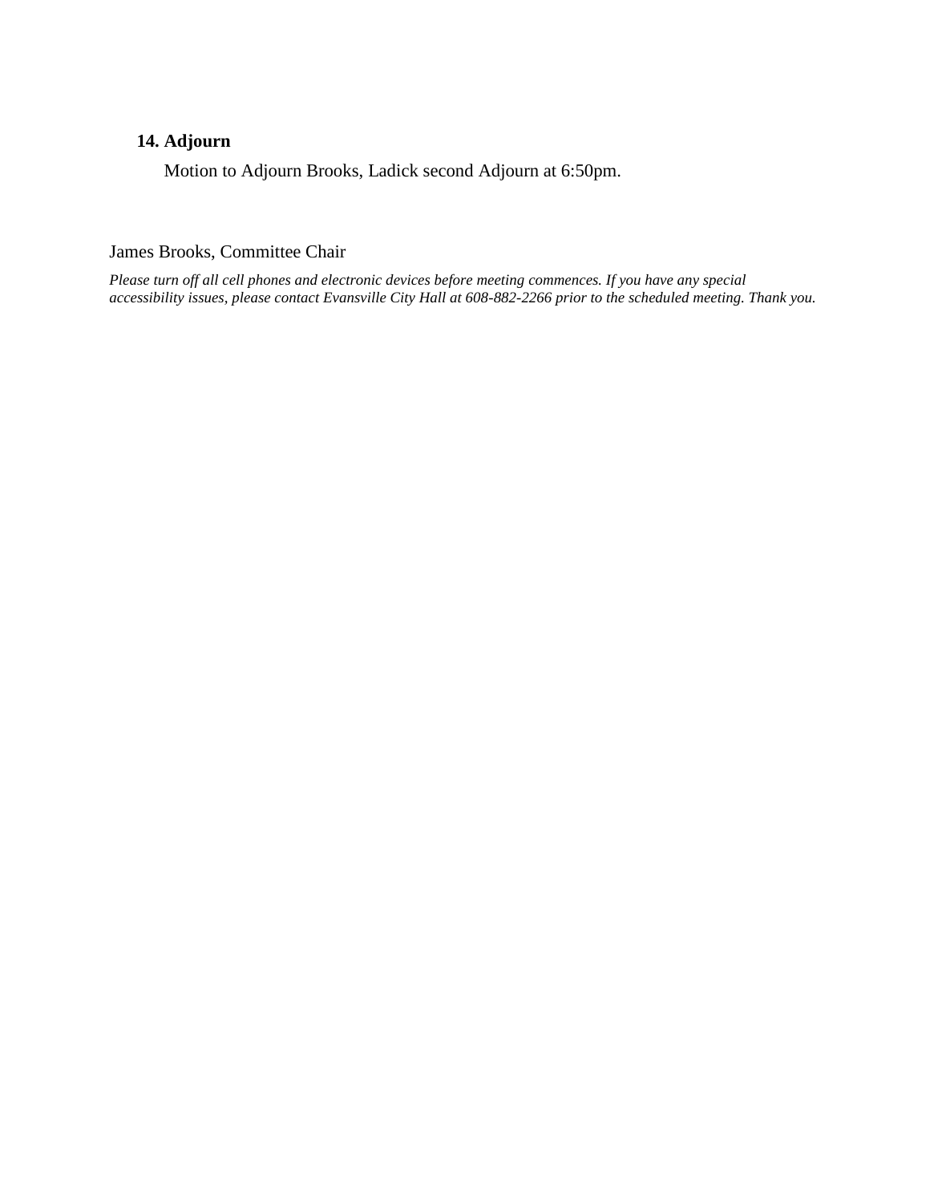**14. Adjourn**

Motion to Adjourn Brooks, Ladick second Adjourn at 6:50pm.

James Brooks, Committee Chair

*Please turn off all cell phones and electronic devices before meeting commences. If you have any special accessibility issues, please contact Evansville City Hall at 608-882-2266 prior to the scheduled meeting. Thank you.*